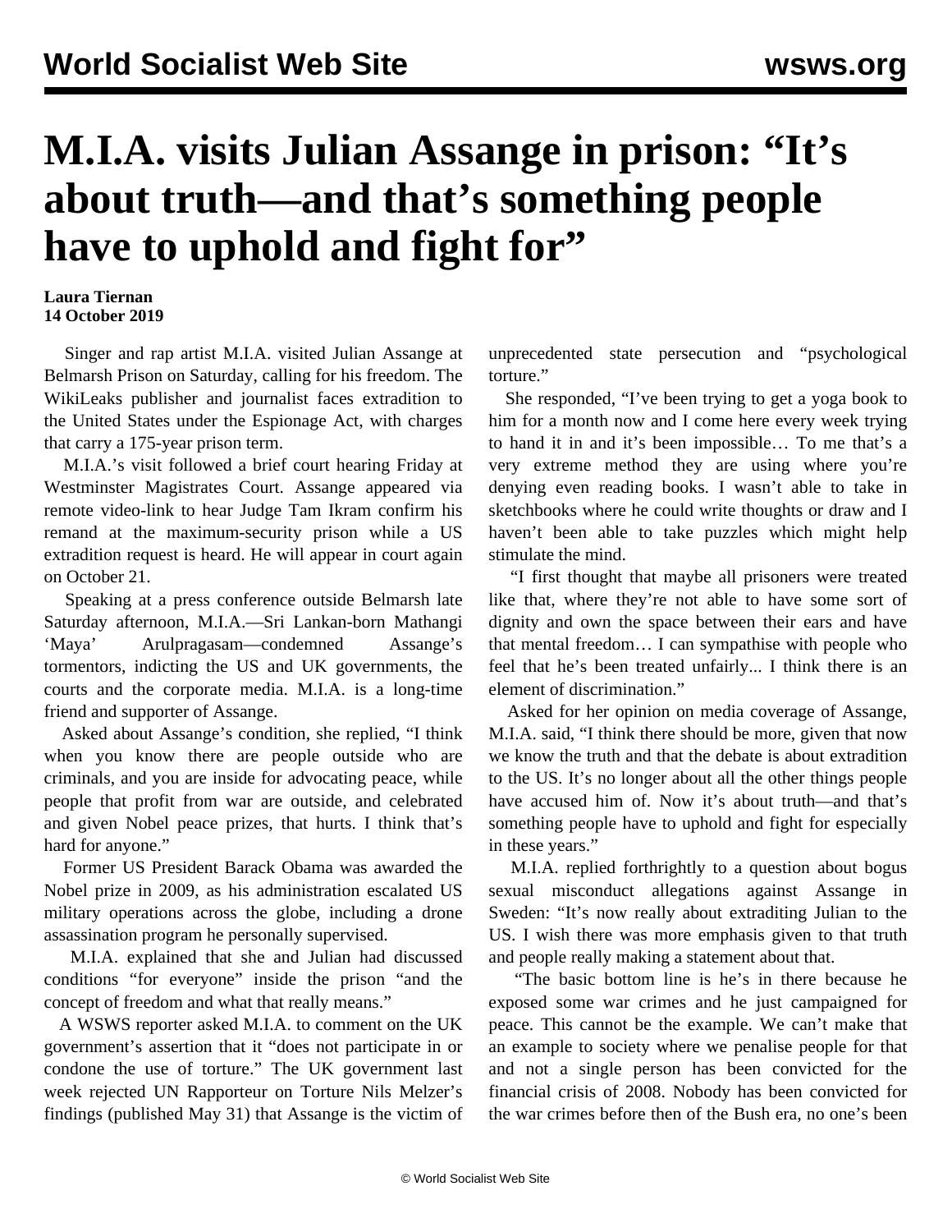# M.I.A. visits Julian Assange in prison: "It's about truth—and that's something people have to uphold and fight for"

**Laura Tiernan**
**14 October 2019**

Singer and rap artist M.I.A. visited Julian Assange at Belmarsh Prison on Saturday, calling for his freedom. The WikiLeaks publisher and journalist faces extradition to the United States under the Espionage Act, with charges that carry a 175-year prison term.

M.I.A.'s visit followed a brief court hearing Friday at Westminster Magistrates Court. Assange appeared via remote video-link to hear Judge Tam Ikram confirm his remand at the maximum-security prison while a US extradition request is heard. He will appear in court again on October 21.

Speaking at a press conference outside Belmarsh late Saturday afternoon, M.I.A.—Sri Lankan-born Mathangi 'Maya' Arulpragasam—condemned Assange's tormentors, indicting the US and UK governments, the courts and the corporate media. M.I.A. is a long-time friend and supporter of Assange.

Asked about Assange's condition, she replied, "I think when you know there are people outside who are criminals, and you are inside for advocating peace, while people that profit from war are outside, and celebrated and given Nobel peace prizes, that hurts. I think that's hard for anyone."

Former US President Barack Obama was awarded the Nobel prize in 2009, as his administration escalated US military operations across the globe, including a drone assassination program he personally supervised.

M.I.A. explained that she and Julian had discussed conditions "for everyone" inside the prison "and the concept of freedom and what that really means."

A WSWS reporter asked M.I.A. to comment on the UK government's assertion that it "does not participate in or condone the use of torture." The UK government last week rejected UN Rapporteur on Torture Nils Melzer's findings (published May 31) that Assange is the victim of unprecedented state persecution and "psychological torture."

She responded, "I've been trying to get a yoga book to him for a month now and I come here every week trying to hand it in and it's been impossible… To me that's a very extreme method they are using where you're denying even reading books. I wasn't able to take in sketchbooks where he could write thoughts or draw and I haven't been able to take puzzles which might help stimulate the mind.

"I first thought that maybe all prisoners were treated like that, where they're not able to have some sort of dignity and own the space between their ears and have that mental freedom… I can sympathise with people who feel that he's been treated unfairly... I think there is an element of discrimination."

Asked for her opinion on media coverage of Assange, M.I.A. said, "I think there should be more, given that now we know the truth and that the debate is about extradition to the US. It's no longer about all the other things people have accused him of. Now it's about truth—and that's something people have to uphold and fight for especially in these years."

M.I.A. replied forthrightly to a question about bogus sexual misconduct allegations against Assange in Sweden: "It's now really about extraditing Julian to the US. I wish there was more emphasis given to that truth and people really making a statement about that.

"The basic bottom line is he's in there because he exposed some war crimes and he just campaigned for peace. This cannot be the example. We can't make that an example to society where we penalise people for that and not a single person has been convicted for the financial crisis of 2008. Nobody has been convicted for the war crimes before then of the Bush era, no one's been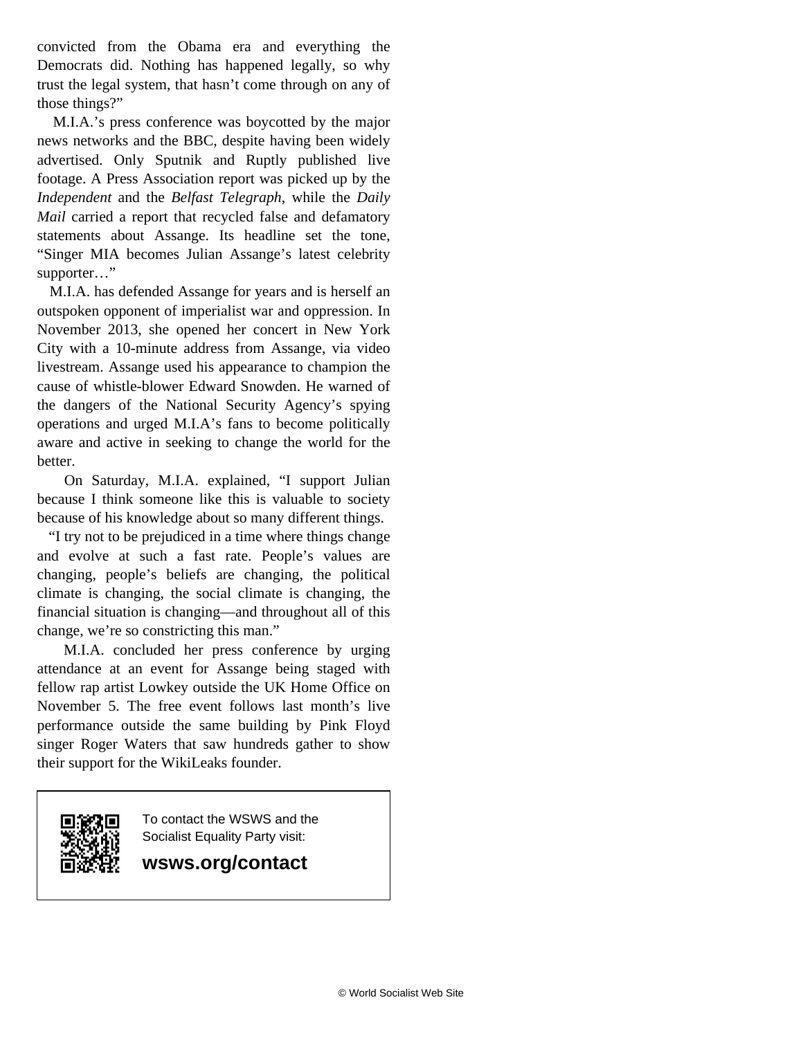convicted from the Obama era and everything the Democrats did. Nothing has happened legally, so why trust the legal system, that hasn't come through on any of those things?"

M.I.A.'s press conference was boycotted by the major news networks and the BBC, despite having been widely advertised. Only Sputnik and Ruptly published live footage. A Press Association report was picked up by the *Independent* and the *Belfast Telegraph*, while the *Daily Mail* carried a report that recycled false and defamatory statements about Assange. Its headline set the tone, "Singer MIA becomes Julian Assange's latest celebrity supporter…"

M.I.A. has defended Assange for years and is herself an outspoken opponent of imperialist war and oppression. In November 2013, she opened her concert in New York City with a 10-minute address from Assange, via video livestream. Assange used his appearance to champion the cause of whistle-blower Edward Snowden. He warned of the dangers of the National Security Agency's spying operations and urged M.I.A's fans to become politically aware and active in seeking to change the world for the better.

On Saturday, M.I.A. explained, "I support Julian because I think someone like this is valuable to society because of his knowledge about so many different things.

"I try not to be prejudiced in a time where things change and evolve at such a fast rate. People's values are changing, people's beliefs are changing, the political climate is changing, the social climate is changing, the financial situation is changing—and throughout all of this change, we're so constricting this man."

M.I.A. concluded her press conference by urging attendance at an event for Assange being staged with fellow rap artist Lowkey outside the UK Home Office on November 5. The free event follows last month's live performance outside the same building by Pink Floyd singer Roger Waters that saw hundreds gather to show their support for the WikiLeaks founder.

To contact the WSWS and the Socialist Equality Party visit:

**wsws.org/contact**